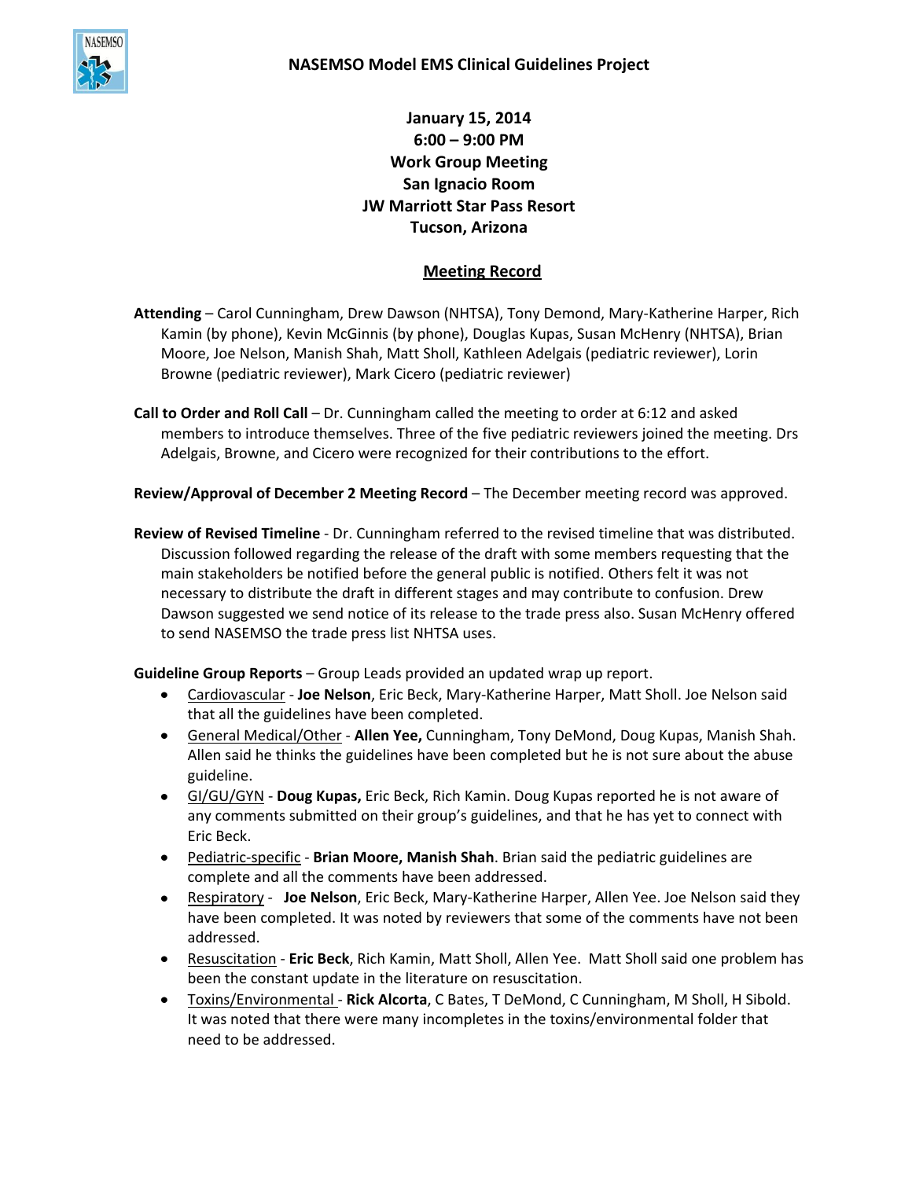# NASEMSO Model EMS Clinical Guidelines Project

**January 15, 2014**
**6:00 – 9:00 PM**
**Work Group Meeting**
**San Ignacio Room**
**JW Marriott Star Pass Resort**
**Tucson, Arizona**

## Meeting Record

**Attending** – Carol Cunningham, Drew Dawson (NHTSA), Tony Demond, Mary-Katherine Harper, Rich Kamin (by phone), Kevin McGinnis (by phone), Douglas Kupas, Susan McHenry (NHTSA), Brian Moore, Joe Nelson, Manish Shah, Matt Sholl, Kathleen Adelgais (pediatric reviewer), Lorin Browne (pediatric reviewer), Mark Cicero (pediatric reviewer)

**Call to Order and Roll Call** – Dr. Cunningham called the meeting to order at 6:12 and asked members to introduce themselves. Three of the five pediatric reviewers joined the meeting. Drs Adelgais, Browne, and Cicero were recognized for their contributions to the effort.

**Review/Approval of December 2 Meeting Record** – The December meeting record was approved.

**Review of Revised Timeline** - Dr. Cunningham referred to the revised timeline that was distributed. Discussion followed regarding the release of the draft with some members requesting that the main stakeholders be notified before the general public is notified. Others felt it was not necessary to distribute the draft in different stages and may contribute to confusion. Drew Dawson suggested we send notice of its release to the trade press also. Susan McHenry offered to send NASEMSO the trade press list NHTSA uses.

**Guideline Group Reports** – Group Leads provided an updated wrap up report.

- Cardiovascular - **Joe Nelson**, Eric Beck, Mary-Katherine Harper, Matt Sholl. Joe Nelson said that all the guidelines have been completed.
- General Medical/Other - **Allen Yee,** Cunningham, Tony DeMond, Doug Kupas, Manish Shah. Allen said he thinks the guidelines have been completed but he is not sure about the abuse guideline.
- GI/GU/GYN - **Doug Kupas,** Eric Beck, Rich Kamin. Doug Kupas reported he is not aware of any comments submitted on their group's guidelines, and that he has yet to connect with Eric Beck.
- Pediatric-specific - **Brian Moore, Manish Shah**. Brian said the pediatric guidelines are complete and all the comments have been addressed.
- Respiratory - **Joe Nelson**, Eric Beck, Mary-Katherine Harper, Allen Yee. Joe Nelson said they have been completed. It was noted by reviewers that some of the comments have not been addressed.
- Resuscitation - **Eric Beck**, Rich Kamin, Matt Sholl, Allen Yee. Matt Sholl said one problem has been the constant update in the literature on resuscitation.
- Toxins/Environmental - **Rick Alcorta**, C Bates, T DeMond, C Cunningham, M Sholl, H Sibold. It was noted that there were many incompletes in the toxins/environmental folder that need to be addressed.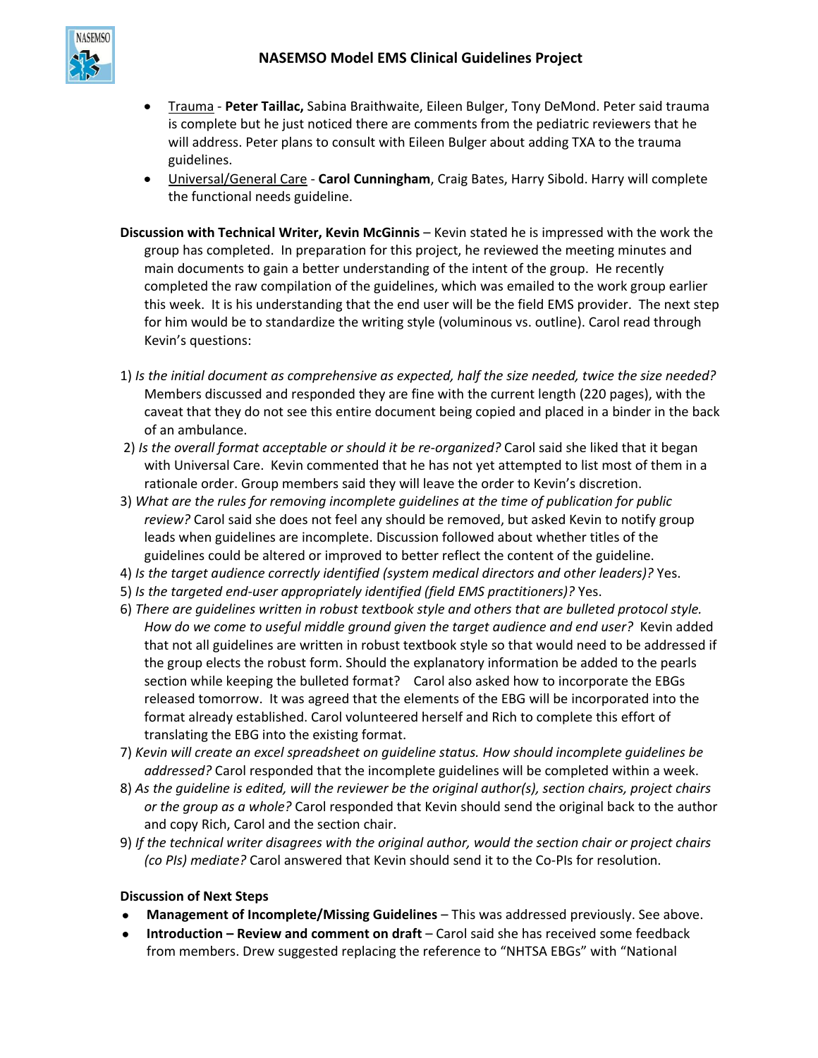- <u>Trauma</u> - **Peter Taillac,** Sabina Braithwaite, Eileen Bulger, Tony DeMond. Peter said trauma is complete but he just noticed there are comments from the pediatric reviewers that he will address. Peter plans to consult with Eileen Bulger about adding TXA to the trauma guidelines.
- <u>Universal/General Care</u> - **Carol Cunningham**, Craig Bates, Harry Sibold. Harry will complete the functional needs guideline.

**Discussion with Technical Writer, Kevin McGinnis** – Kevin stated he is impressed with the work the group has completed. In preparation for this project, he reviewed the meeting minutes and main documents to gain a better understanding of the intent of the group. He recently completed the raw compilation of the guidelines, which was emailed to the work group earlier this week. It is his understanding that the end user will be the field EMS provider. The next step for him would be to standardize the writing style (voluminous vs. outline). Carol read through Kevin's questions:

1) *Is the initial document as comprehensive as expected, half the size needed, twice the size needed?* Members discussed and responded they are fine with the current length (220 pages), with the caveat that they do not see this entire document being copied and placed in a binder in the back of an ambulance.
2) *Is the overall format acceptable or should it be re-organized?* Carol said she liked that it began with Universal Care. Kevin commented that he has not yet attempted to list most of them in a rationale order. Group members said they will leave the order to Kevin's discretion.
3) *What are the rules for removing incomplete guidelines at the time of publication for public review?* Carol said she does not feel any should be removed, but asked Kevin to notify group leads when guidelines are incomplete. Discussion followed about whether titles of the guidelines could be altered or improved to better reflect the content of the guideline.
4) *Is the target audience correctly identified (system medical directors and other leaders)?* Yes.
5) *Is the targeted end-user appropriately identified (field EMS practitioners)?* Yes.
6) *There are guidelines written in robust textbook style and others that are bulleted protocol style. How do we come to useful middle ground given the target audience and end user?* Kevin added that not all guidelines are written in robust textbook style so that would need to be addressed if the group elects the robust form. Should the explanatory information be added to the pearls section while keeping the bulleted format? Carol also asked how to incorporate the EBGs released tomorrow. It was agreed that the elements of the EBG will be incorporated into the format already established. Carol volunteered herself and Rich to complete this effort of translating the EBG into the existing format.
7) *Kevin will create an excel spreadsheet on guideline status. How should incomplete guidelines be addressed?* Carol responded that the incomplete guidelines will be completed within a week.
8) *As the guideline is edited, will the reviewer be the original author(s), section chairs, project chairs or the group as a whole?* Carol responded that Kevin should send the original back to the author and copy Rich, Carol and the section chair.
9) *If the technical writer disagrees with the original author, would the section chair or project chairs (co PIs) mediate?* Carol answered that Kevin should send it to the Co-PIs for resolution.

**Discussion of Next Steps**

- **Management of Incomplete/Missing Guidelines** – This was addressed previously. See above.
- **Introduction – Review and comment on draft** – Carol said she has received some feedback from members. Drew suggested replacing the reference to "NHTSA EBGs" with "National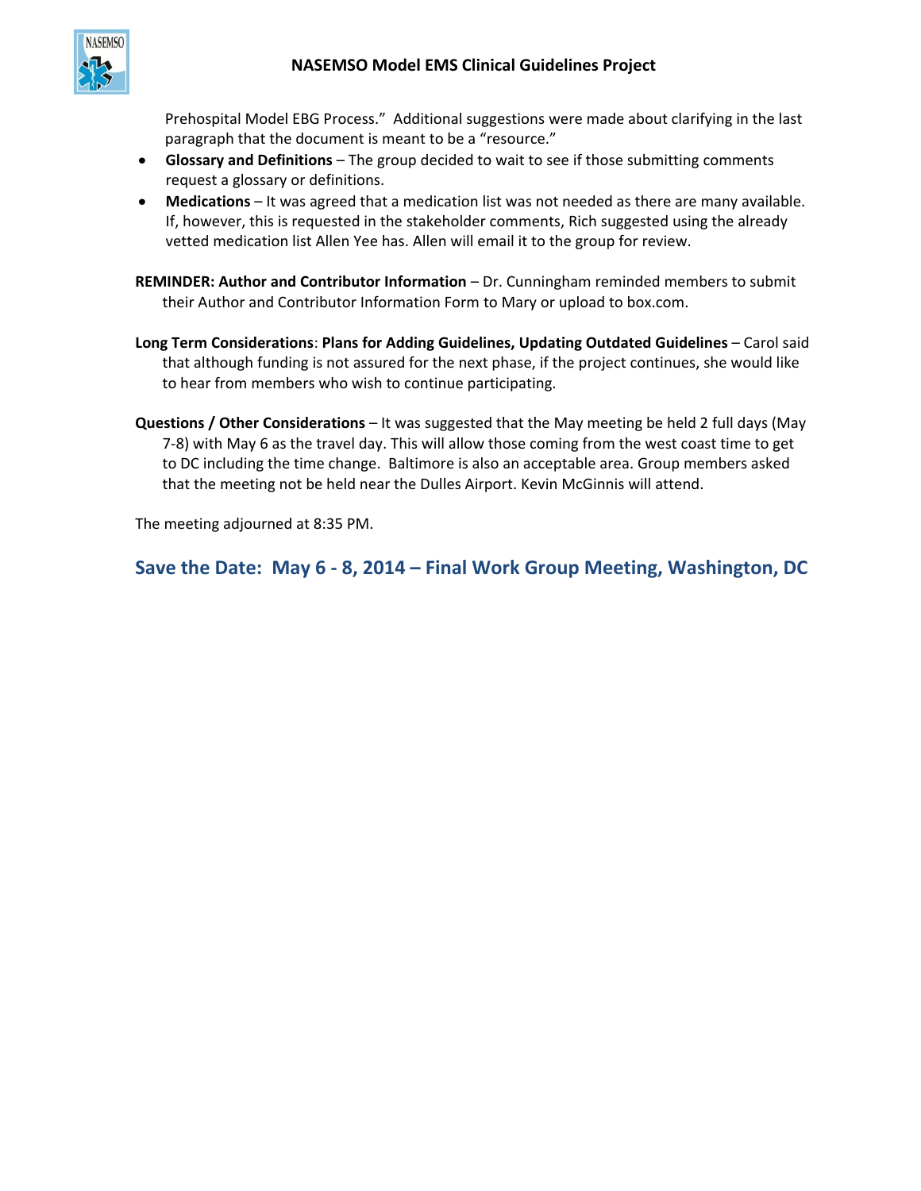Prehospital Model EBG Process." Additional suggestions were made about clarifying in the last paragraph that the document is meant to be a "resource."

- **Glossary and Definitions** – The group decided to wait to see if those submitting comments request a glossary or definitions.
- **Medications** – It was agreed that a medication list was not needed as there are many available. If, however, this is requested in the stakeholder comments, Rich suggested using the already vetted medication list Allen Yee has. Allen will email it to the group for review.

**REMINDER: Author and Contributor Information** – Dr. Cunningham reminded members to submit their Author and Contributor Information Form to Mary or upload to box.com.

**Long Term Considerations**: **Plans for Adding Guidelines, Updating Outdated Guidelines** – Carol said that although funding is not assured for the next phase, if the project continues, she would like to hear from members who wish to continue participating.

**Questions / Other Considerations** – It was suggested that the May meeting be held 2 full days (May 7-8) with May 6 as the travel day. This will allow those coming from the west coast time to get to DC including the time change. Baltimore is also an acceptable area. Group members asked that the meeting not be held near the Dulles Airport. Kevin McGinnis will attend.

The meeting adjourned at 8:35 PM.

## Save the Date: May 6 - 8, 2014 – Final Work Group Meeting, Washington, DC